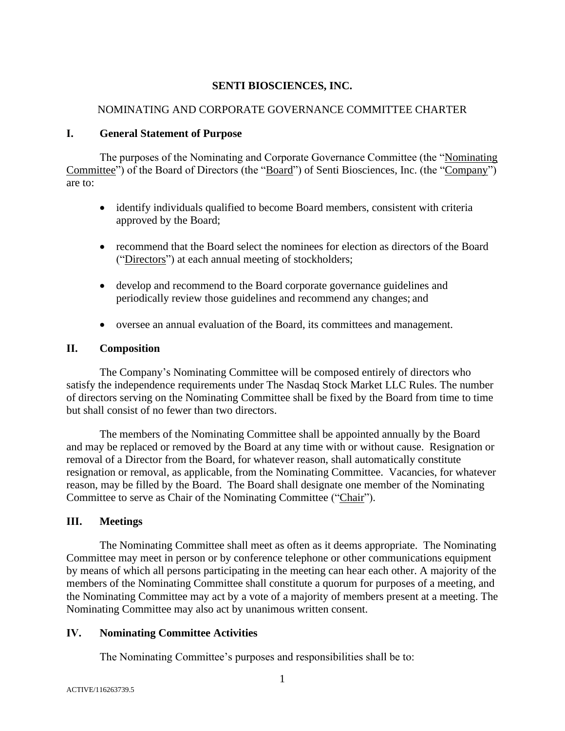# SENTI BIOSCIENCES, INC.

## NOMINATING AND CORPORATE GOVERNANCE COMMITTEE CHARTER

## I. General Statement of Purpose

The purposes of the Nominating and Corporate Governance Committee (the "Nominating Committee") of the Board of Directors (the "Board") of Senti Biosciences, Inc. (the "Company") are to:

- identify individuals qualified to become Board members, consistent with criteria approved by the Board;
- recommend that the Board select the nominees for election as directors of the Board ("Directors") at each annual meeting of stockholders;
- develop and recommend to the Board corporate governance guidelines and periodically review those guidelines and recommend any changes; and
- oversee an annual evaluation of the Board, its committees and management.

## II. Composition

The Company's Nominating Committee will be composed entirely of directors who satisfy the independence requirements under The Nasdaq Stock Market LLC Rules. The number of directors serving on the Nominating Committee shall be fixed by the Board from time to time but shall consist of no fewer than two directors.

The members of the Nominating Committee shall be appointed annually by the Board and may be replaced or removed by the Board at any time with or without cause. Resignation or removal of a Director from the Board, for whatever reason, shall automatically constitute resignation or removal, as applicable, from the Nominating Committee. Vacancies, for whatever reason, may be filled by the Board. The Board shall designate one member of the Nominating Committee to serve as Chair of the Nominating Committee ("Chair").

## III. Meetings

The Nominating Committee shall meet as often as it deems appropriate. The Nominating Committee may meet in person or by conference telephone or other communications equipment by means of which all persons participating in the meeting can hear each other. A majority of the members of the Nominating Committee shall constitute a quorum for purposes of a meeting, and the Nominating Committee may act by a vote of a majority of members present at a meeting. The Nominating Committee may also act by unanimous written consent.

## IV. Nominating Committee Activities

The Nominating Committee's purposes and responsibilities shall be to: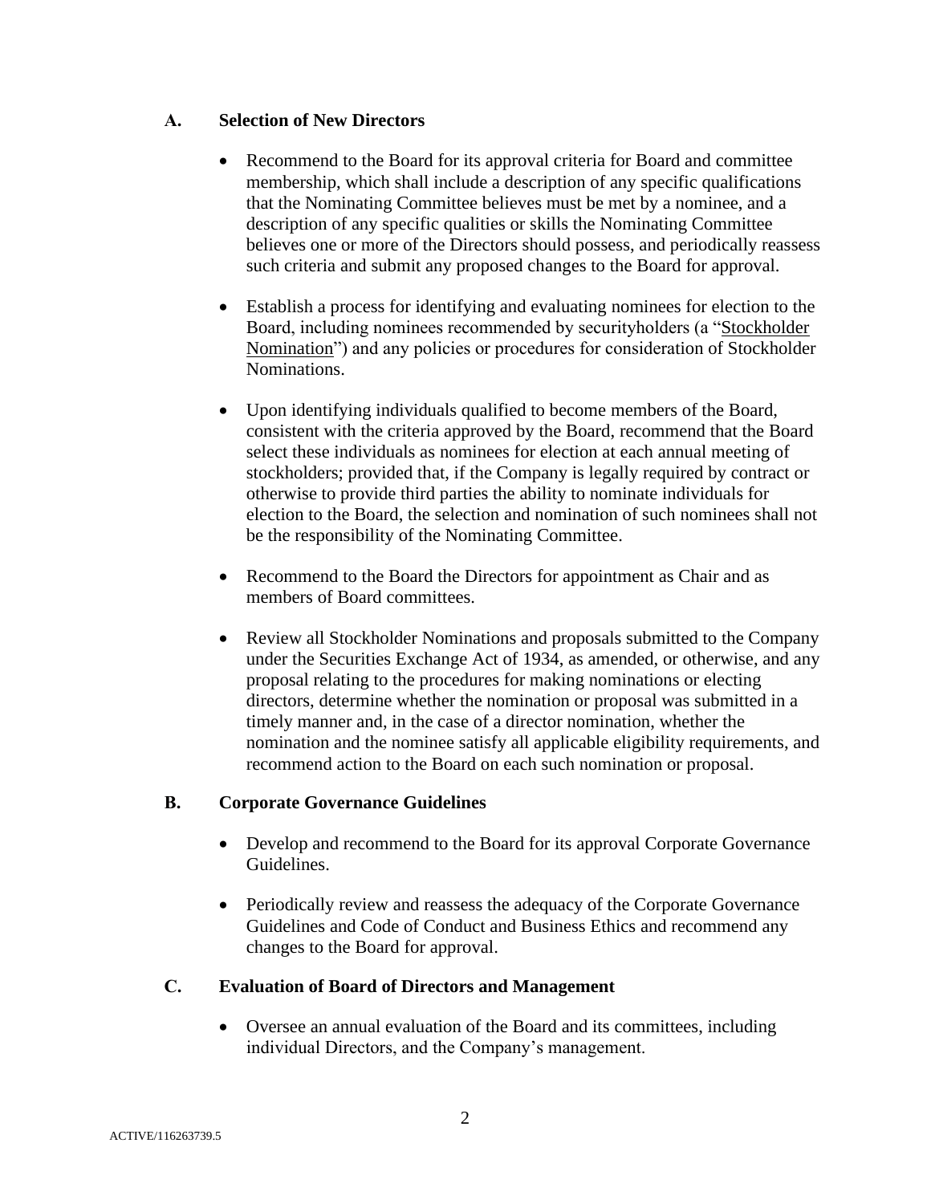### A. Selection of New Directors

- Recommend to the Board for its approval criteria for Board and committee membership, which shall include a description of any specific qualifications that the Nominating Committee believes must be met by a nominee, and a description of any specific qualities or skills the Nominating Committee believes one or more of the Directors should possess, and periodically reassess such criteria and submit any proposed changes to the Board for approval.

- Establish a process for identifying and evaluating nominees for election to the Board, including nominees recommended by securityholders (a "Stockholder Nomination") and any policies or procedures for consideration of Stockholder Nominations.

- Upon identifying individuals qualified to become members of the Board, consistent with the criteria approved by the Board, recommend that the Board select these individuals as nominees for election at each annual meeting of stockholders; provided that, if the Company is legally required by contract or otherwise to provide third parties the ability to nominate individuals for election to the Board, the selection and nomination of such nominees shall not be the responsibility of the Nominating Committee.

- Recommend to the Board the Directors for appointment as Chair and as members of Board committees.

- Review all Stockholder Nominations and proposals submitted to the Company under the Securities Exchange Act of 1934, as amended, or otherwise, and any proposal relating to the procedures for making nominations or electing directors, determine whether the nomination or proposal was submitted in a timely manner and, in the case of a director nomination, whether the nomination and the nominee satisfy all applicable eligibility requirements, and recommend action to the Board on each such nomination or proposal.

### B. Corporate Governance Guidelines

- Develop and recommend to the Board for its approval Corporate Governance Guidelines.

- Periodically review and reassess the adequacy of the Corporate Governance Guidelines and Code of Conduct and Business Ethics and recommend any changes to the Board for approval.

### C. Evaluation of Board of Directors and Management

- Oversee an annual evaluation of the Board and its committees, including individual Directors, and the Company's management.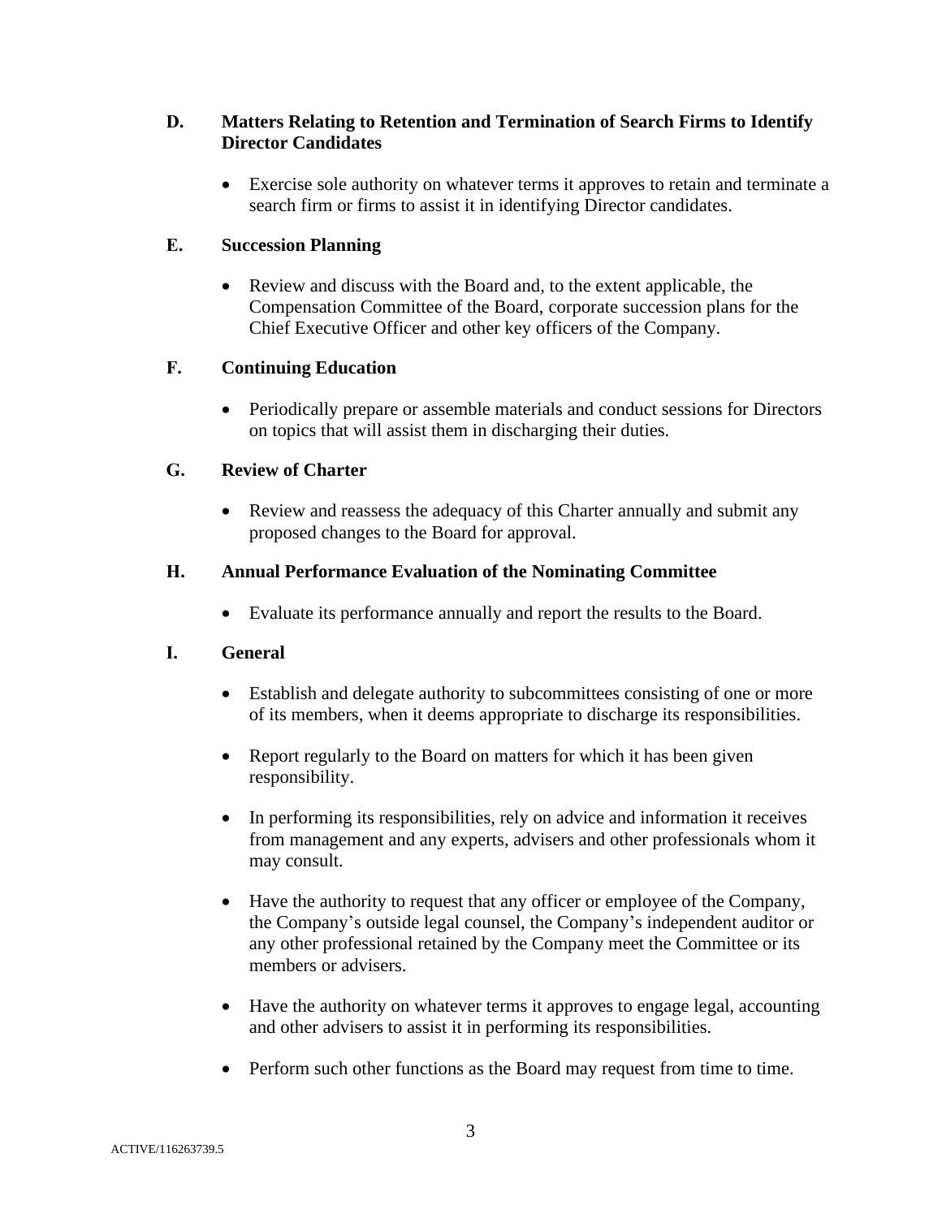### D. Matters Relating to Retention and Termination of Search Firms to Identify Director Candidates

- Exercise sole authority on whatever terms it approves to retain and terminate a search firm or firms to assist it in identifying Director candidates.

### E. Succession Planning

- Review and discuss with the Board and, to the extent applicable, the Compensation Committee of the Board, corporate succession plans for the Chief Executive Officer and other key officers of the Company.

### F. Continuing Education

- Periodically prepare or assemble materials and conduct sessions for Directors on topics that will assist them in discharging their duties.

### G. Review of Charter

- Review and reassess the adequacy of this Charter annually and submit any proposed changes to the Board for approval.

### H. Annual Performance Evaluation of the Nominating Committee

- Evaluate its performance annually and report the results to the Board.

### I. General

- Establish and delegate authority to subcommittees consisting of one or more of its members, when it deems appropriate to discharge its responsibilities.
- Report regularly to the Board on matters for which it has been given responsibility.
- In performing its responsibilities, rely on advice and information it receives from management and any experts, advisers and other professionals whom it may consult.
- Have the authority to request that any officer or employee of the Company, the Company's outside legal counsel, the Company's independent auditor or any other professional retained by the Company meet the Committee or its members or advisers.
- Have the authority on whatever terms it approves to engage legal, accounting and other advisers to assist it in performing its responsibilities.
- Perform such other functions as the Board may request from time to time.

ACTIVE/116263739.5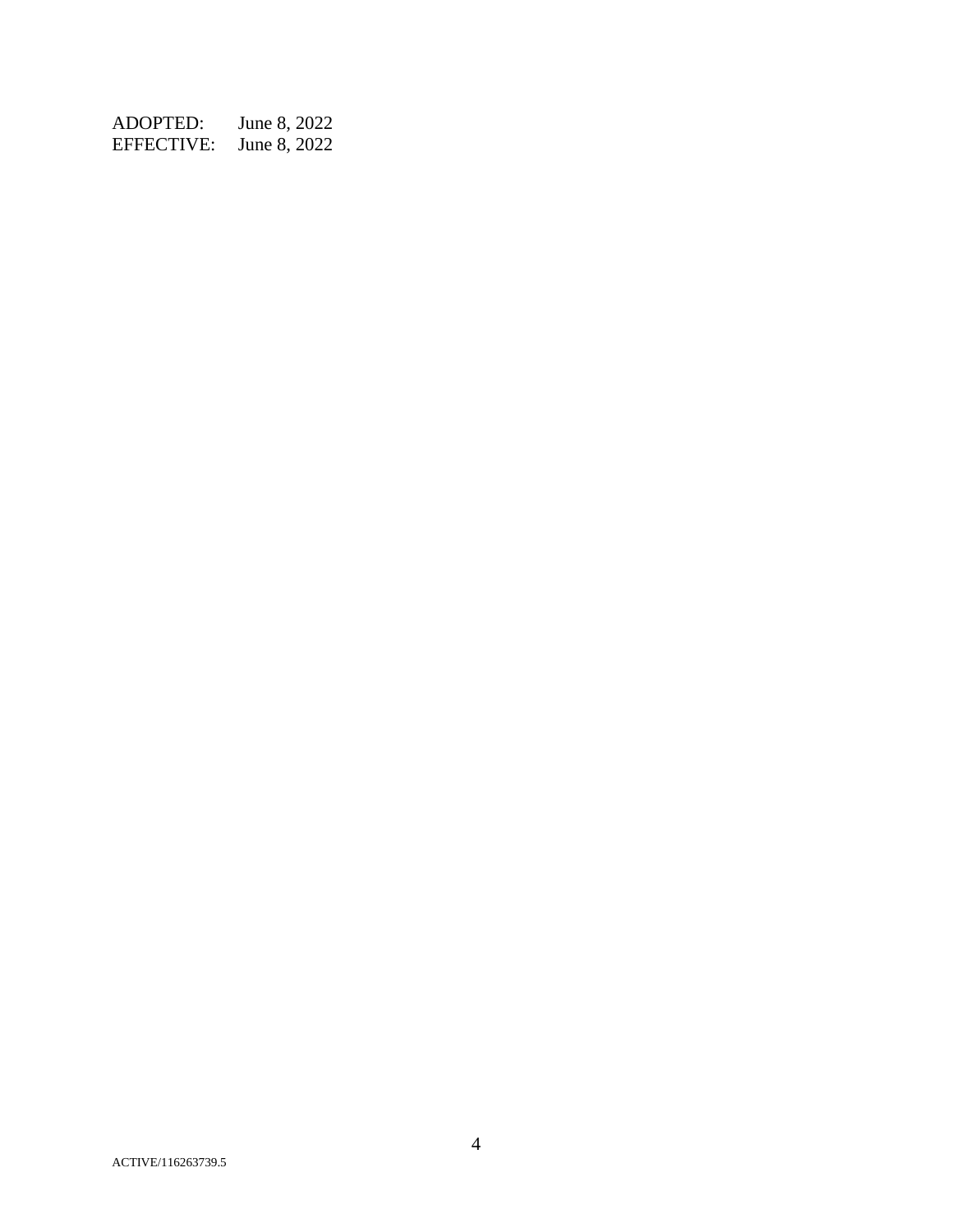ADOPTED: June 8, 2022
EFFECTIVE: June 8, 2022

ACTIVE/116263739.5